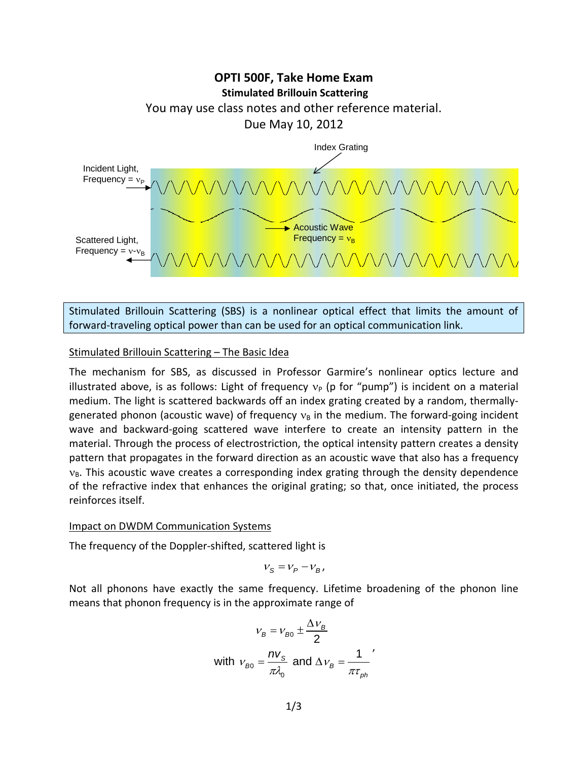# OPTI 500F, Take Home Exam

## Stimulated Brillouin Scattering

You may use class notes and other reference material.

Due May 10, 2012

Index Grating

Incident Light, Frequency = $\nu_P$

Acoustic Wave Frequency = $\nu_B$

Scattered Light, Frequency = $\nu$-$\nu_B$

> Stimulated Brillouin Scattering (SBS) is a nonlinear optical effect that limits the amount of forward-traveling optical power than can be used for an optical communication link.

### Stimulated Brillouin Scattering – The Basic Idea

The mechanism for SBS, as discussed in Professor Garmire's nonlinear optics lecture and illustrated above, is as follows: Light of frequency $\nu_P$ (p for "pump") is incident on a material medium. The light is scattered backwards off an index grating created by a random, thermally-generated phonon (acoustic wave) of frequency $\nu_B$ in the medium. The forward-going incident wave and backward-going scattered wave interfere to create an intensity pattern in the material. Through the process of electrostriction, the optical intensity pattern creates a density pattern that propagates in the forward direction as an acoustic wave that also has a frequency $\nu_B$. This acoustic wave creates a corresponding index grating through the density dependence of the refractive index that enhances the original grating; so that, once initiated, the process reinforces itself.

### Impact on DWDM Communication Systems

The frequency of the Doppler-shifted, scattered light is

$$\nu_S = \nu_P - \nu_B,$$

Not all phonons have exactly the same frequency. Lifetime broadening of the phonon line means that phonon frequency is in the approximate range of

$$\nu_B = \nu_{B0} \pm \frac{\Delta\nu_B}{2}$$

$$\text{with } \nu_{B0} = \frac{n v_S}{\pi \lambda_0} \text{ and } \Delta\nu_B = \frac{1}{\pi \tau_{ph}},$$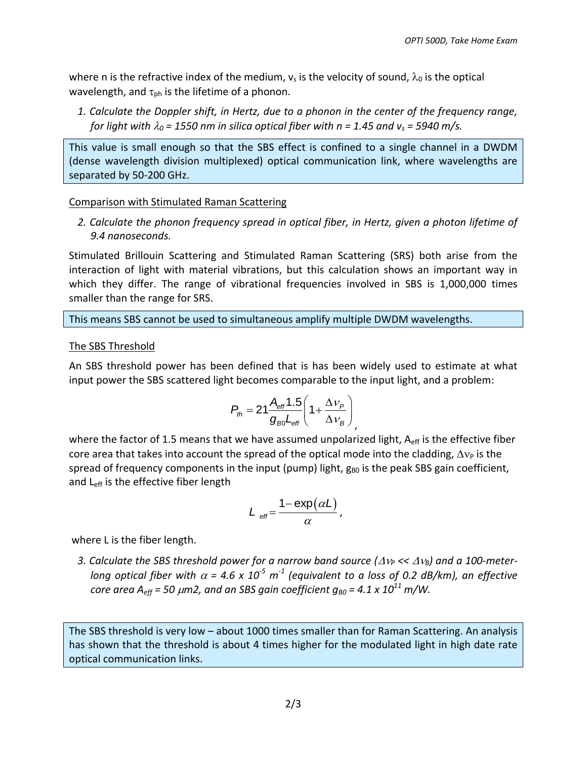where n is the refractive index of the medium, $v_s$ is the velocity of sound, $\lambda_0$ is the optical wavelength, and $\tau_{ph}$ is the lifetime of a phonon.

1. *Calculate the Doppler shift, in Hertz, due to a phonon in the center of the frequency range, for light with $\lambda_0$ = 1550 nm in silica optical fiber with n = 1.45 and $v_s$ = 5940 m/s.*

> This value is small enough so that the SBS effect is confined to a single channel in a DWDM (dense wavelength division multiplexed) optical communication link, where wavelengths are separated by 50-200 GHz.

Comparison with Stimulated Raman Scattering

2. *Calculate the phonon frequency spread in optical fiber, in Hertz, given a photon lifetime of 9.4 nanoseconds.*

Stimulated Brillouin Scattering and Stimulated Raman Scattering (SRS) both arise from the interaction of light with material vibrations, but this calculation shows an important way in which they differ. The range of vibrational frequencies involved in SBS is 1,000,000 times smaller than the range for SRS.

> This means SBS cannot be used to simultaneous amplify multiple DWDM wavelengths.

The SBS Threshold

An SBS threshold power has been defined that is has been widely used to estimate at what input power the SBS scattered light becomes comparable to the input light, and a problem:

$$P_{th} = 21\frac{A_{eff}1.5}{g_{B0}L_{eff}}\left(1+\frac{\Delta\nu_P}{\Delta\nu_B}\right),$$

where the factor of 1.5 means that we have assumed unpolarized light, $A_{eff}$ is the effective fiber core area that takes into account the spread of the optical mode into the cladding, $\Delta\nu_P$ is the spread of frequency components in the input (pump) light, $g_{B0}$ is the peak SBS gain coefficient, and $L_{eff}$ is the effective fiber length

$$L_{eff} = \frac{1-\exp(\alpha L)}{\alpha},$$

where L is the fiber length.

3. *Calculate the SBS threshold power for a narrow band source ($\Delta\nu_P << \Delta\nu_B$) and a 100-meter-long optical fiber with $\alpha = 4.6 \times 10^{-5}$ $m^{-1}$ (equivalent to a loss of 0.2 dB/km), an effective core area $A_{eff}$ = 50 $\mu$m2, and an SBS gain coefficient $g_{B0} = 4.1 \times 10^{11}$ m/W.*

> The SBS threshold is very low – about 1000 times smaller than for Raman Scattering. An analysis has shown that the threshold is about 4 times higher for the modulated light in high date rate optical communication links.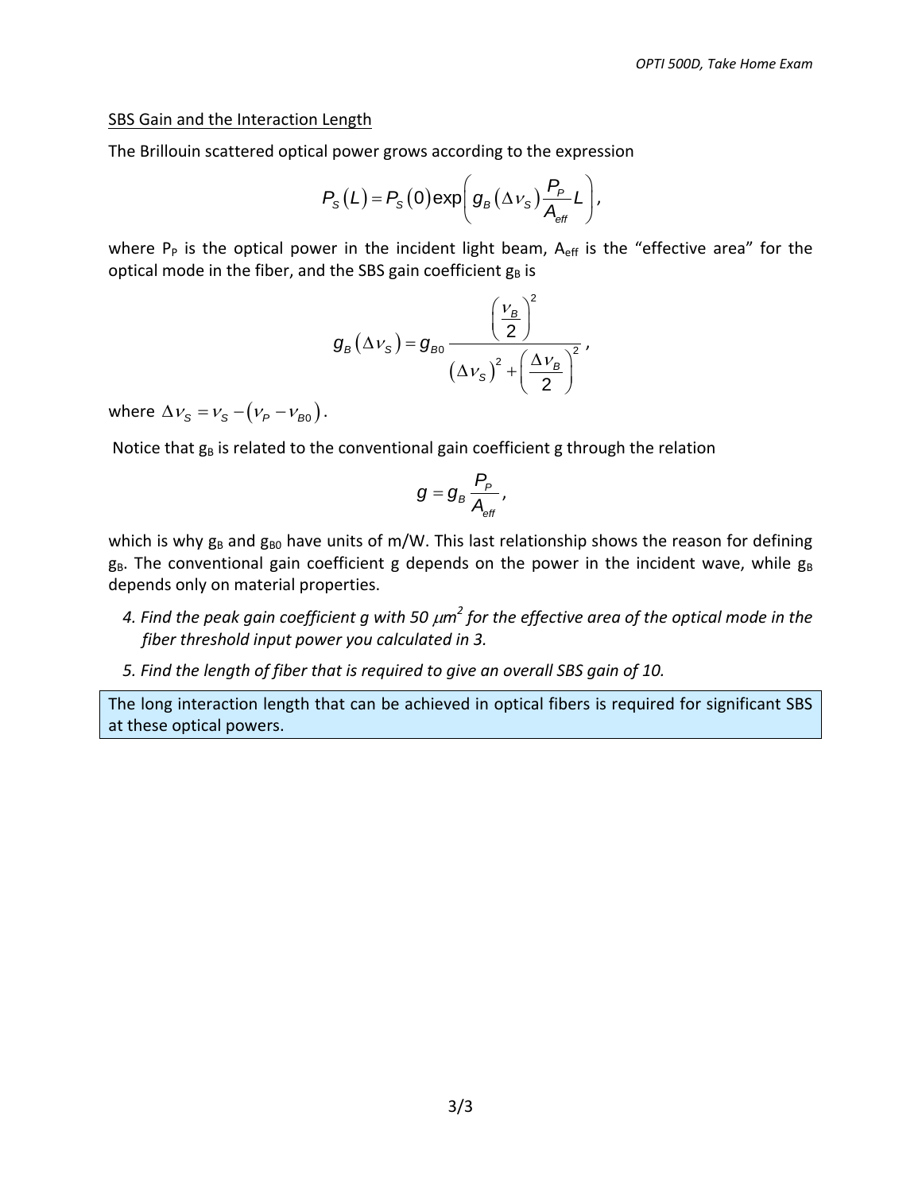SBS Gain and the Interaction Length

The Brillouin scattered optical power grows according to the expression

$$P_S(L) = P_S(0)\exp\left(g_B(\Delta\nu_S)\frac{P_P}{A_{eff}}L\right),$$

where $P_P$ is the optical power in the incident light beam, $A_{eff}$ is the "effective area" for the optical mode in the fiber, and the SBS gain coefficient $g_B$ is

$$g_B(\Delta\nu_S) = g_{B0}\frac{\left(\frac{\nu_B}{2}\right)^2}{(\Delta\nu_S)^2 + \left(\frac{\Delta\nu_B}{2}\right)^2},$$

where $\Delta\nu_S = \nu_S - (\nu_P - \nu_{B0})$.

Notice that $g_B$ is related to the conventional gain coefficient g through the relation

$$g = g_B\frac{P_P}{A_{eff}},$$

which is why $g_B$ and $g_{B0}$ have units of m/W. This last relationship shows the reason for defining $g_B$. The conventional gain coefficient g depends on the power in the incident wave, while $g_B$ depends only on material properties.

4. *Find the peak gain coefficient g with 50 $\mu m^2$ for the effective area of the optical mode in the fiber threshold input power you calculated in 3.*
5. *Find the length of fiber that is required to give an overall SBS gain of 10.*

> The long interaction length that can be achieved in optical fibers is required for significant SBS at these optical powers.